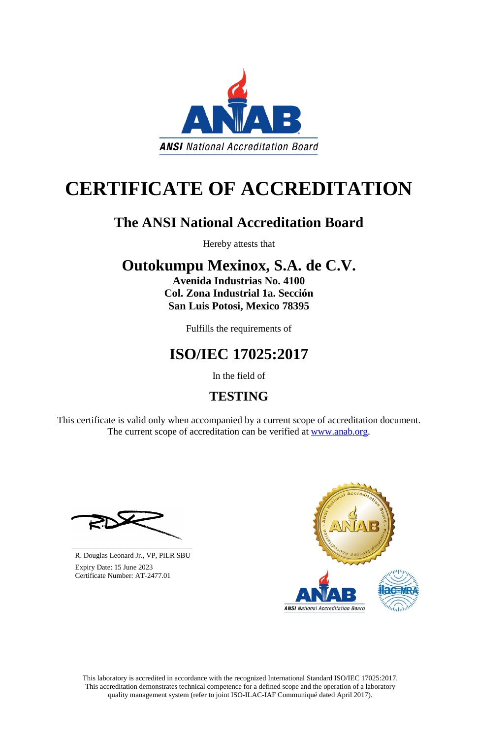ANSI National Accreditation Board

# CERTIFICATE OF ACCREDITATION

## The ANSI National Accreditation Board

Hereby attests that

## Outokumpu Mexinox, S.A. de C.V.

**Avenida Industrias No. 4100**
**Col. Zona Industrial 1a. Sección**
**San Luis Potosi, Mexico 78395**

Fulfills the requirements of

## ISO/IEC 17025:2017

In the field of

## TESTING

This certificate is valid only when accompanied by a current scope of accreditation document. The current scope of accreditation can be verified at [www.anab.org](http://www.anab.org).

R. Douglas Leonard Jr., VP, PILR SBU
Expiry Date: 15 June 2023
Certificate Number: AT-2477.01

This laboratory is accredited in accordance with the recognized International Standard ISO/IEC 17025:2017. This accreditation demonstrates technical competence for a defined scope and the operation of a laboratory quality management system (refer to joint ISO-ILAC-IAF Communiqué dated April 2017).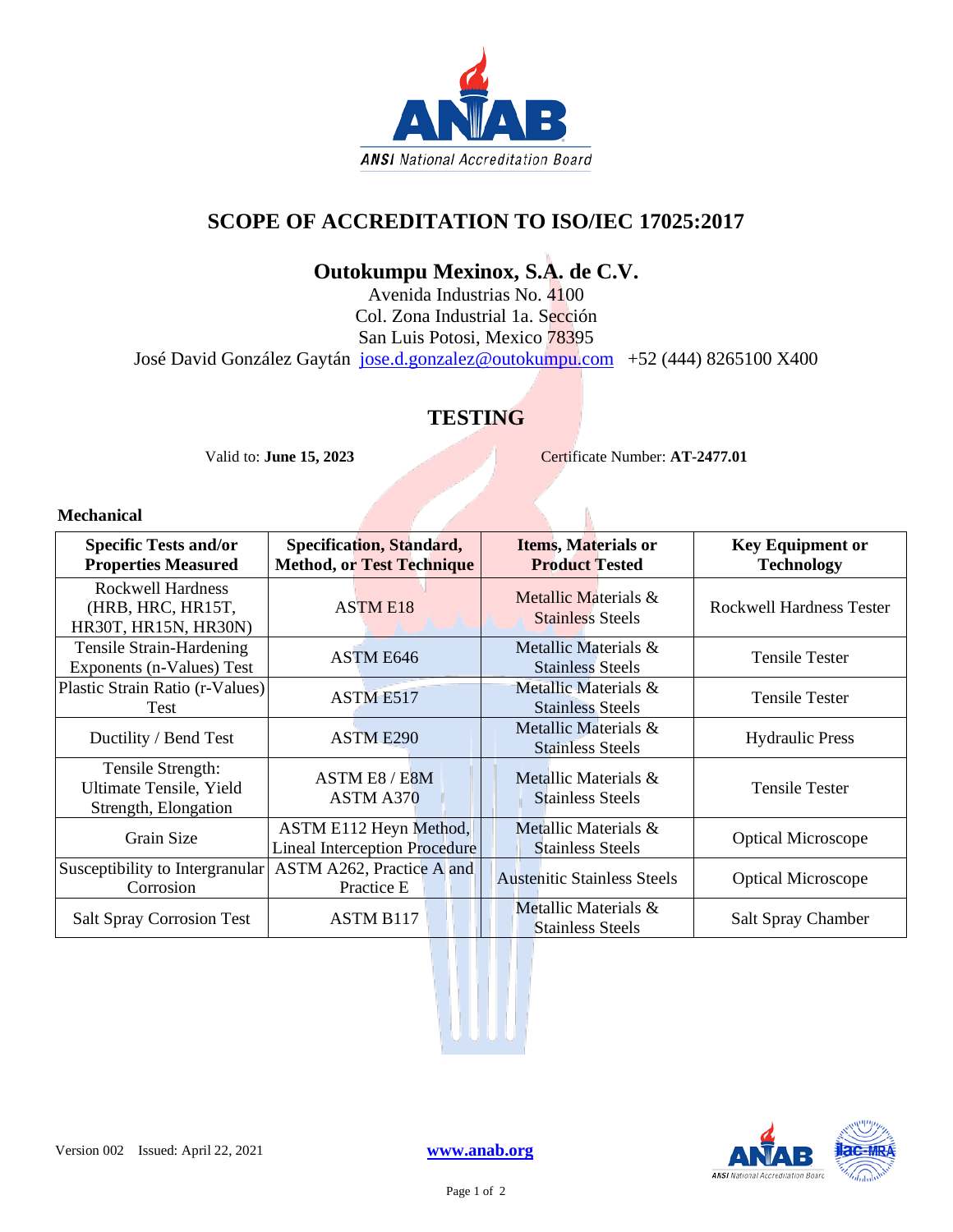# SCOPE OF ACCREDITATION TO ISO/IEC 17025:2017

## Outokumpu Mexinox, S.A. de C.V.

Avenida Industrias No. 4100
Col. Zona Industrial 1a. Sección
San Luis Potosi, Mexico 78395
José David González Gaytán jose.d.gonzalez@outokumpu.com +52 (444) 8265100 X400

## TESTING

Valid to: **June 15, 2023** Certificate Number: **AT-2477.01**

### Mechanical

| Specific Tests and/or Properties Measured | Specification, Standard, Method, or Test Technique | Items, Materials or Product Tested | Key Equipment or Technology |
|---|---|---|---|
| Rockwell Hardness (HRB, HRC, HR15T, HR30T, HR15N, HR30N) | ASTM E18 | Metallic Materials & Stainless Steels | Rockwell Hardness Tester |
| Tensile Strain-Hardening Exponents (n-Values) Test | ASTM E646 | Metallic Materials & Stainless Steels | Tensile Tester |
| Plastic Strain Ratio (r-Values) Test | ASTM E517 | Metallic Materials & Stainless Steels | Tensile Tester |
| Ductility / Bend Test | ASTM E290 | Metallic Materials & Stainless Steels | Hydraulic Press |
| Tensile Strength: Ultimate Tensile, Yield Strength, Elongation | ASTM E8 / E8M ASTM A370 | Metallic Materials & Stainless Steels | Tensile Tester |
| Grain Size | ASTM E112 Heyn Method, Lineal Interception Procedure | Metallic Materials & Stainless Steels | Optical Microscope |
| Susceptibility to Intergranular Corrosion | ASTM A262, Practice A and Practice E | Austenitic Stainless Steels | Optical Microscope |
| Salt Spray Corrosion Test | ASTM B117 | Metallic Materials & Stainless Steels | Salt Spray Chamber |

Version 002 Issued: April 22, 2021 www.anab.org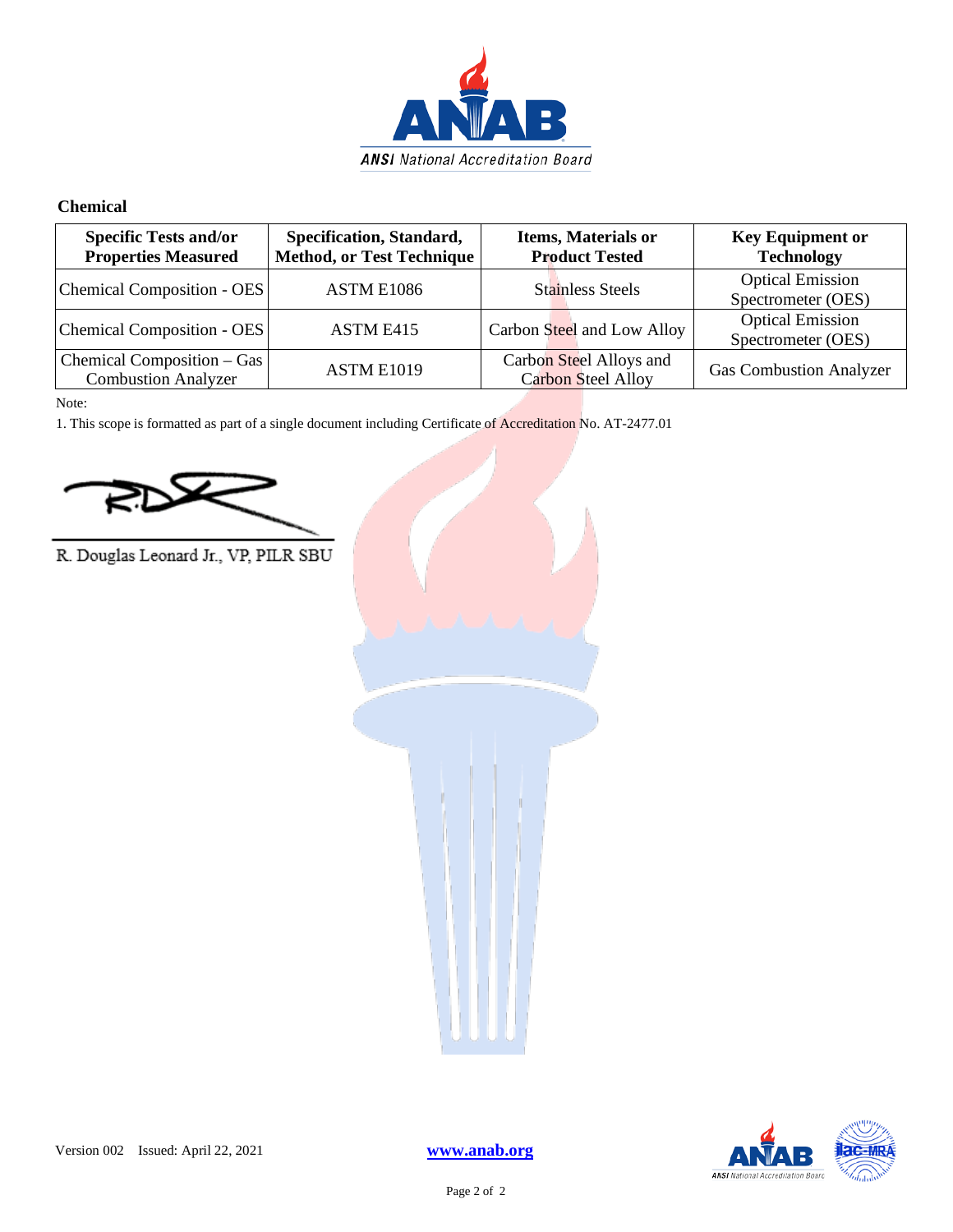## Chemical

| Specific Tests and/or Properties Measured | Specification, Standard, Method, or Test Technique | Items, Materials or Product Tested | Key Equipment or Technology |
|---|---|---|---|
| Chemical Composition - OES | ASTM E1086 | Stainless Steels | Optical Emission Spectrometer (OES) |
| Chemical Composition - OES | ASTM E415 | Carbon Steel and Low Alloy | Optical Emission Spectrometer (OES) |
| Chemical Composition – Gas Combustion Analyzer | ASTM E1019 | Carbon Steel Alloys and Carbon Steel Alloy | Gas Combustion Analyzer |

Note:

1. This scope is formatted as part of a single document including Certificate of Accreditation No. AT-2477.01

R. Douglas Leonard Jr., VP, PILR SBU

Version 002 Issued: April 22, 2021

www.anab.org